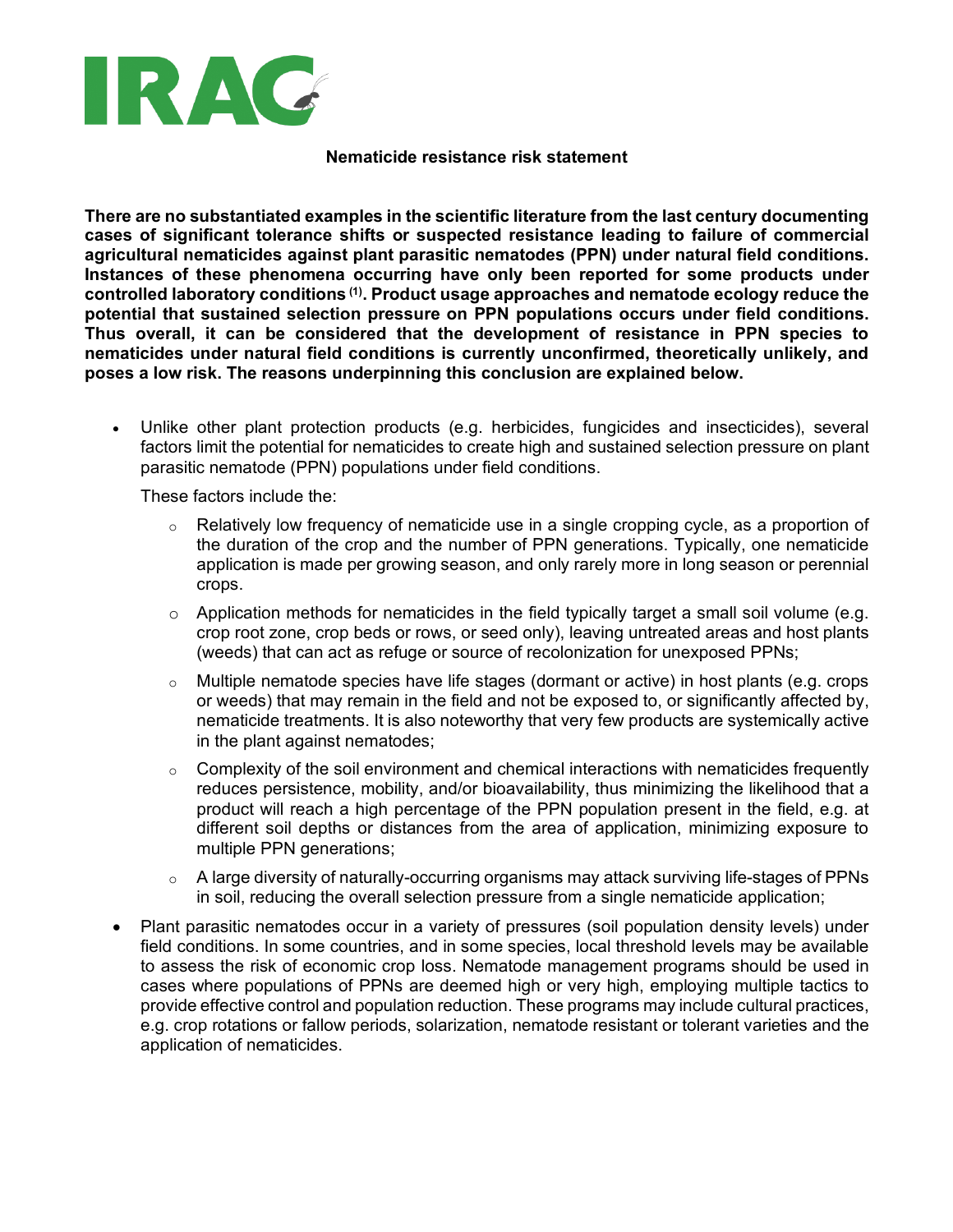IRAC

**Nematicide resistance risk statement**

**There are no substantiated examples in the scientific literature from the last century documenting cases of significant tolerance shifts or suspected resistance leading to failure of commercial agricultural nematicides against plant parasitic nematodes (PPN) under natural field conditions. Instances of these phenomena occurring have only been reported for some products under controlled laboratory conditions [(1)]. Product usage approaches and nematode ecology reduce the potential that sustained selection pressure on PPN populations occurs under field conditions. Thus overall, it can be considered that the development of resistance in PPN species to nematicides under natural field conditions is currently unconfirmed, theoretically unlikely, and poses a low risk. The reasons underpinning this conclusion are explained below.**

- Unlike other plant protection products (e.g. herbicides, fungicides and insecticides), several factors limit the potential for nematicides to create high and sustained selection pressure on plant parasitic nematode (PPN) populations under field conditions.

  These factors include the:

  - Relatively low frequency of nematicide use in a single cropping cycle, as a proportion of the duration of the crop and the number of PPN generations. Typically, one nematicide application is made per growing season, and only rarely more in long season or perennial crops.
  - Application methods for nematicides in the field typically target a small soil volume (e.g. crop root zone, crop beds or rows, or seed only), leaving untreated areas and host plants (weeds) that can act as refuge or source of recolonization for unexposed PPNs;
  - Multiple nematode species have life stages (dormant or active) in host plants (e.g. crops or weeds) that may remain in the field and not be exposed to, or significantly affected by, nematicide treatments. It is also noteworthy that very few products are systemically active in the plant against nematodes;
  - Complexity of the soil environment and chemical interactions with nematicides frequently reduces persistence, mobility, and/or bioavailability, thus minimizing the likelihood that a product will reach a high percentage of the PPN population present in the field, e.g. at different soil depths or distances from the area of application, minimizing exposure to multiple PPN generations;
  - A large diversity of naturally-occurring organisms may attack surviving life-stages of PPNs in soil, reducing the overall selection pressure from a single nematicide application;

- Plant parasitic nematodes occur in a variety of pressures (soil population density levels) under field conditions. In some countries, and in some species, local threshold levels may be available to assess the risk of economic crop loss. Nematode management programs should be used in cases where populations of PPNs are deemed high or very high, employing multiple tactics to provide effective control and population reduction. These programs may include cultural practices, e.g. crop rotations or fallow periods, solarization, nematode resistant or tolerant varieties and the application of nematicides.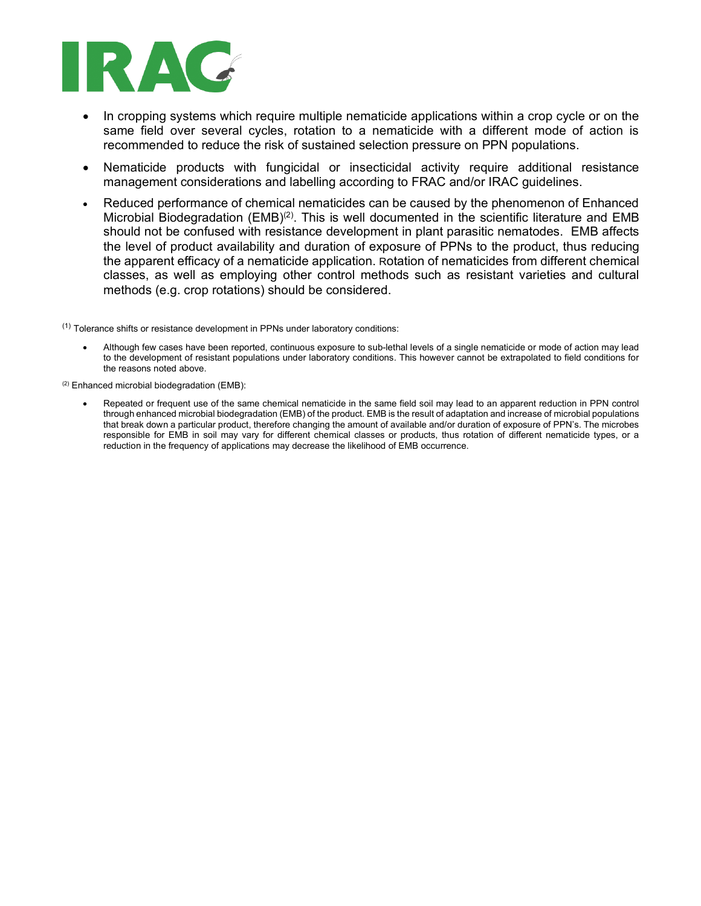- In cropping systems which require multiple nematicide applications within a crop cycle or on the same field over several cycles, rotation to a nematicide with a different mode of action is recommended to reduce the risk of sustained selection pressure on PPN populations.
- Nematicide products with fungicidal or insecticidal activity require additional resistance management considerations and labelling according to FRAC and/or IRAC guidelines.
- Reduced performance of chemical nematicides can be caused by the phenomenon of Enhanced Microbial Biodegradation (EMB)(2). This is well documented in the scientific literature and EMB should not be confused with resistance development in plant parasitic nematodes. EMB affects the level of product availability and duration of exposure of PPNs to the product, thus reducing the apparent efficacy of a nematicide application. Rotation of nematicides from different chemical classes, as well as employing other control methods such as resistant varieties and cultural methods (e.g. crop rotations) should be considered.

(1) Tolerance shifts or resistance development in PPNs under laboratory conditions:

- Although few cases have been reported, continuous exposure to sub-lethal levels of a single nematicide or mode of action may lead to the development of resistant populations under laboratory conditions. This however cannot be extrapolated to field conditions for the reasons noted above.

(2) Enhanced microbial biodegradation (EMB):

- Repeated or frequent use of the same chemical nematicide in the same field soil may lead to an apparent reduction in PPN control through enhanced microbial biodegradation (EMB) of the product. EMB is the result of adaptation and increase of microbial populations that break down a particular product, therefore changing the amount of available and/or duration of exposure of PPN's. The microbes responsible for EMB in soil may vary for different chemical classes or products, thus rotation of different nematicide types, or a reduction in the frequency of applications may decrease the likelihood of EMB occurrence.